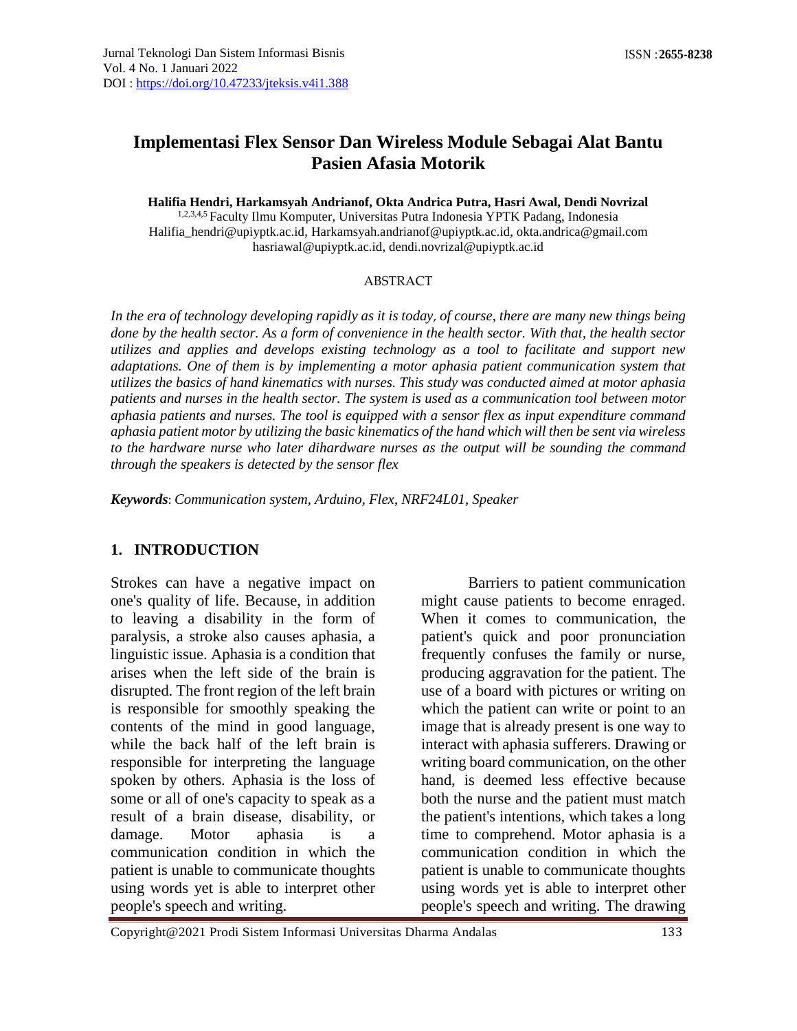# Implementasi Flex Sensor Dan Wireless Module Sebagai Alat Bantu Pasien Afasia Motorik

**Halifia Hendri, Harkamsyah Andrianof, Okta Andrica Putra, Hasri Awal, Dendi Novrizal**

[1,2,3,4,5] Faculty Ilmu Komputer, Universitas Putra Indonesia YPTK Padang, Indonesia

Halifia_hendri@upiyptk.ac.id, Harkamsyah.andrianof@upiyptk.ac.id, okta.andrica@gmail.com
hasriawal@upiyptk.ac.id, dendi.novrizal@upiyptk.ac.id

## ABSTRACT

*In the era of technology developing rapidly as it is today, of course, there are many new things being done by the health sector. As a form of convenience in the health sector. With that, the health sector utilizes and applies and develops existing technology as a tool to facilitate and support new adaptations. One of them is by implementing a motor aphasia patient communication system that utilizes the basics of hand kinematics with nurses. This study was conducted aimed at motor aphasia patients and nurses in the health sector. The system is used as a communication tool between motor aphasia patients and nurses. The tool is equipped with a sensor flex as input expenditure command aphasia patient motor by utilizing the basic kinematics of the hand which will then be sent via wireless to the hardware nurse who later dihardware nurses as the output will be sounding the command through the speakers is detected by the sensor flex*

***Keywords***: *Communication system, Arduino, Flex, NRF24L01, Speaker*

## 1. INTRODUCTION

Strokes can have a negative impact on one's quality of life. Because, in addition to leaving a disability in the form of paralysis, a stroke also causes aphasia, a linguistic issue. Aphasia is a condition that arises when the left side of the brain is disrupted. The front region of the left brain is responsible for smoothly speaking the contents of the mind in good language, while the back half of the left brain is responsible for interpreting the language spoken by others. Aphasia is the loss of some or all of one's capacity to speak as a result of a brain disease, disability, or damage. Motor aphasia is a communication condition in which the patient is unable to communicate thoughts using words yet is able to interpret other people's speech and writing.

Barriers to patient communication might cause patients to become enraged. When it comes to communication, the patient's quick and poor pronunciation frequently confuses the family or nurse, producing aggravation for the patient. The use of a board with pictures or writing on which the patient can write or point to an image that is already present is one way to interact with aphasia sufferers. Drawing or writing board communication, on the other hand, is deemed less effective because both the nurse and the patient must match the patient's intentions, which takes a long time to comprehend. Motor aphasia is a communication condition in which the patient is unable to communicate thoughts using words yet is able to interpret other people's speech and writing. The drawing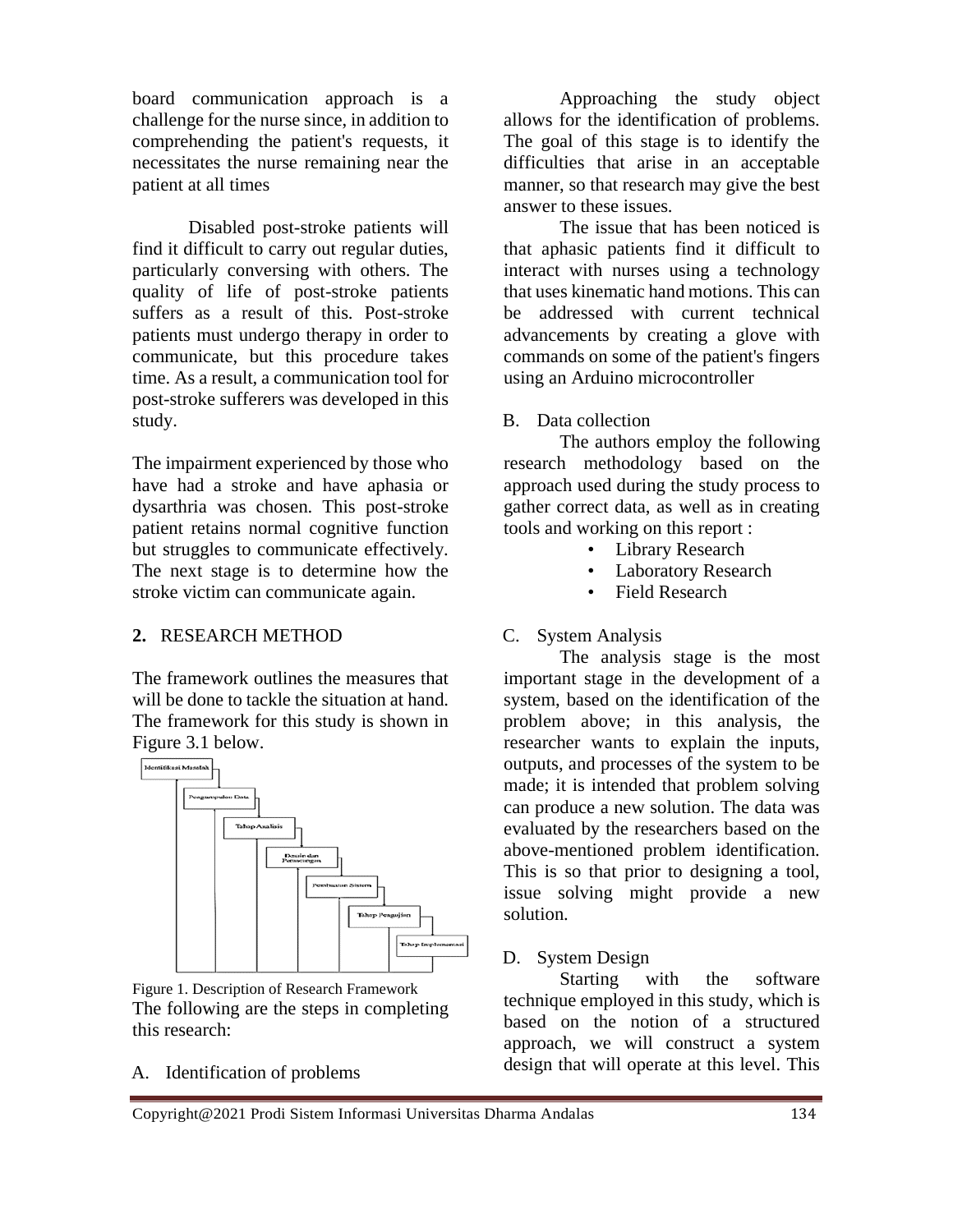board communication approach is a challenge for the nurse since, in addition to comprehending the patient's requests, it necessitates the nurse remaining near the patient at all times

Disabled post-stroke patients will find it difficult to carry out regular duties, particularly conversing with others. The quality of life of post-stroke patients suffers as a result of this. Post-stroke patients must undergo therapy in order to communicate, but this procedure takes time. As a result, a communication tool for post-stroke sufferers was developed in this study.

The impairment experienced by those who have had a stroke and have aphasia or dysarthria was chosen. This post-stroke patient retains normal cognitive function but struggles to communicate effectively. The next stage is to determine how the stroke victim can communicate again.

## 2. RESEARCH METHOD

The framework outlines the measures that will be done to tackle the situation at hand. The framework for this study is shown in Figure 3.1 below.

Figure 1. Description of Research Framework

The following are the steps in completing this research:

### A. Identification of problems

Approaching the study object allows for the identification of problems. The goal of this stage is to identify the difficulties that arise in an acceptable manner, so that research may give the best answer to these issues.

The issue that has been noticed is that aphasic patients find it difficult to interact with nurses using a technology that uses kinematic hand motions. This can be addressed with current technical advancements by creating a glove with commands on some of the patient's fingers using an Arduino microcontroller

### B. Data collection

The authors employ the following research methodology based on the approach used during the study process to gather correct data, as well as in creating tools and working on this report :

- Library Research
- Laboratory Research
- Field Research

### C. System Analysis

The analysis stage is the most important stage in the development of a system, based on the identification of the problem above; in this analysis, the researcher wants to explain the inputs, outputs, and processes of the system to be made; it is intended that problem solving can produce a new solution. The data was evaluated by the researchers based on the above-mentioned problem identification. This is so that prior to designing a tool, issue solving might provide a new solution.

### D. System Design

Starting with the software technique employed in this study, which is based on the notion of a structured approach, we will construct a system design that will operate at this level. This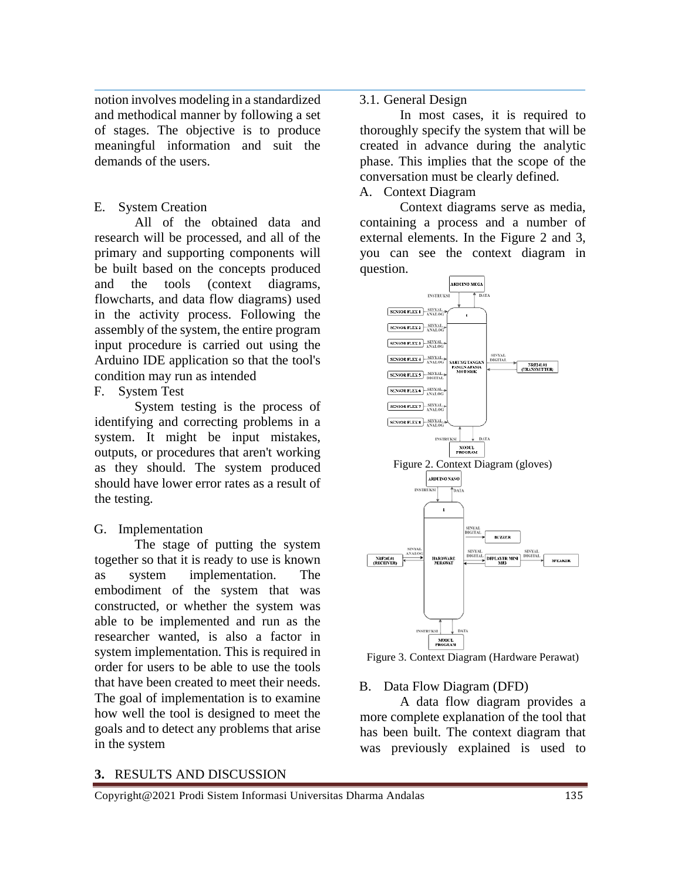notion involves modeling in a standardized and methodical manner by following a set of stages. The objective is to produce meaningful information and suit the demands of the users.

E. System Creation

All of the obtained data and research will be processed, and all of the primary and supporting components will be built based on the concepts produced and the tools (context diagrams, flowcharts, and data flow diagrams) used in the activity process. Following the assembly of the system, the entire program input procedure is carried out using the Arduino IDE application so that the tool's condition may run as intended

F. System Test

System testing is the process of identifying and correcting problems in a system. It might be input mistakes, outputs, or procedures that aren't working as they should. The system produced should have lower error rates as a result of the testing.

G. Implementation

The stage of putting the system together so that it is ready to use is known as system implementation. The embodiment of the system that was constructed, or whether the system was able to be implemented and run as the researcher wanted, is also a factor in system implementation. This is required in order for users to be able to use the tools that have been created to meet their needs. The goal of implementation is to examine how well the tool is designed to meet the goals and to detect any problems that arise in the system

## 3. RESULTS AND DISCUSSION

3.1. General Design

In most cases, it is required to thoroughly specify the system that will be created in advance during the analytic phase. This implies that the scope of the conversation must be clearly defined.

A. Context Diagram

Context diagrams serve as media, containing a process and a number of external elements. In the Figure 2 and 3, you can see the context diagram in question.

Figure 2. Context Diagram (gloves)

Figure 3. Context Diagram (Hardware Perawat)

B. Data Flow Diagram (DFD)

A data flow diagram provides a more complete explanation of the tool that has been built. The context diagram that was previously explained is used to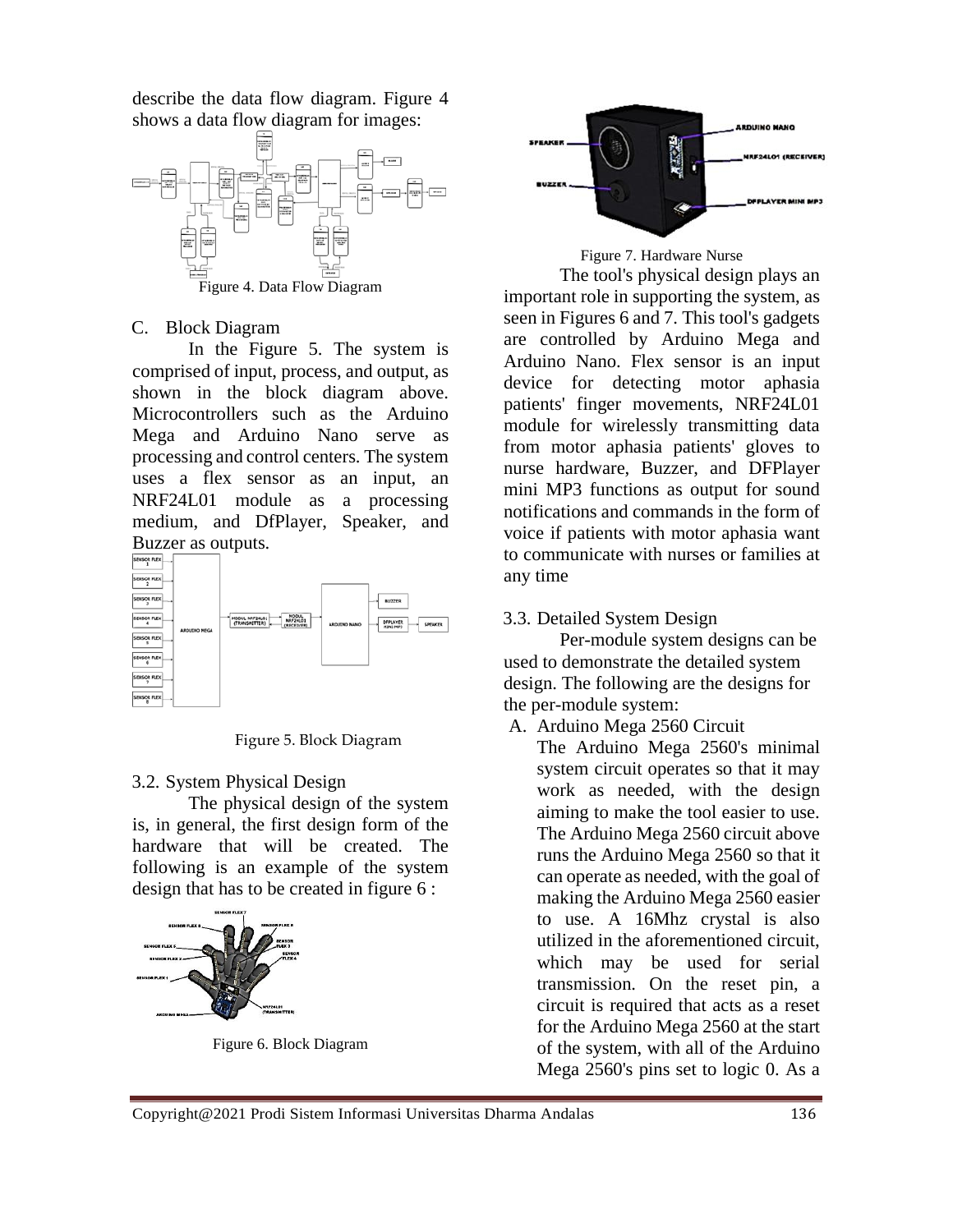describe the data flow diagram. Figure 4 shows a data flow diagram for images:

Figure 4. Data Flow Diagram

C. Block Diagram

In the Figure 5. The system is comprised of input, process, and output, as shown in the block diagram above. Microcontrollers such as the Arduino Mega and Arduino Nano serve as processing and control centers. The system uses a flex sensor as an input, an NRF24L01 module as a processing medium, and DfPlayer, Speaker, and Buzzer as outputs.

Figure 5. Block Diagram

### 3.2. System Physical Design

The physical design of the system is, in general, the first design form of the hardware that will be created. The following is an example of the system design that has to be created in figure 6 :

Figure 6. Block Diagram

Figure 7. Hardware Nurse

The tool's physical design plays an important role in supporting the system, as seen in Figures 6 and 7. This tool's gadgets are controlled by Arduino Mega and Arduino Nano. Flex sensor is an input device for detecting motor aphasia patients' finger movements, NRF24L01 module for wirelessly transmitting data from motor aphasia patients' gloves to nurse hardware, Buzzer, and DFPlayer mini MP3 functions as output for sound notifications and commands in the form of voice if patients with motor aphasia want to communicate with nurses or families at any time

### 3.3. Detailed System Design

Per-module system designs can be used to demonstrate the detailed system design. The following are the designs for the per-module system:

A. Arduino Mega 2560 Circuit

The Arduino Mega 2560's minimal system circuit operates so that it may work as needed, with the design aiming to make the tool easier to use. The Arduino Mega 2560 circuit above runs the Arduino Mega 2560 so that it can operate as needed, with the goal of making the Arduino Mega 2560 easier to use. A 16Mhz crystal is also utilized in the aforementioned circuit, which may be used for serial transmission. On the reset pin, a circuit is required that acts as a reset for the Arduino Mega 2560 at the start of the system, with all of the Arduino Mega 2560's pins set to logic 0. As a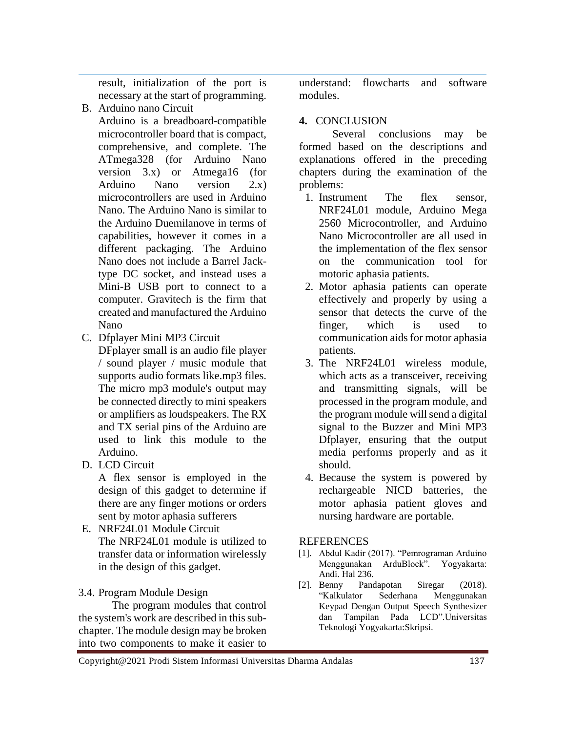result, initialization of the port is necessary at the start of programming.

B. Arduino nano Circuit

Arduino is a breadboard-compatible microcontroller board that is compact, comprehensive, and complete. The ATmega328 (for Arduino Nano version 3.x) or Atmega16 (for Arduino Nano version 2.x) microcontrollers are used in Arduino Nano. The Arduino Nano is similar to the Arduino Duemilanove in terms of capabilities, however it comes in a different packaging. The Arduino Nano does not include a Barrel Jack-type DC socket, and instead uses a Mini-B USB port to connect to a computer. Gravitech is the firm that created and manufactured the Arduino Nano

C. Dfplayer Mini MP3 Circuit

DFplayer small is an audio file player / sound player / music module that supports audio formats like.mp3 files. The micro mp3 module's output may be connected directly to mini speakers or amplifiers as loudspeakers. The RX and TX serial pins of the Arduino are used to link this module to the Arduino.

D. LCD Circuit

A flex sensor is employed in the design of this gadget to determine if there are any finger motions or orders sent by motor aphasia sufferers

E. NRF24L01 Module Circuit

The NRF24L01 module is utilized to transfer data or information wirelessly in the design of this gadget.

### 3.4. Program Module Design

The program modules that control the system's work are described in this sub-chapter. The module design may be broken into two components to make it easier to understand: flowcharts and software modules.

## 4. CONCLUSION

Several conclusions may be formed based on the descriptions and explanations offered in the preceding chapters during the examination of the problems:

1. Instrument The flex sensor, NRF24L01 module, Arduino Mega 2560 Microcontroller, and Arduino Nano Microcontroller are all used in the implementation of the flex sensor on the communication tool for motoric aphasia patients.
2. Motor aphasia patients can operate effectively and properly by using a sensor that detects the curve of the finger, which is used to communication aids for motor aphasia patients.
3. The NRF24L01 wireless module, which acts as a transceiver, receiving and transmitting signals, will be processed in the program module, and the program module will send a digital signal to the Buzzer and Mini MP3 Dfplayer, ensuring that the output media performs properly and as it should.
4. Because the system is powered by rechargeable NICD batteries, the motor aphasia patient gloves and nursing hardware are portable.

## REFERENCES

[1]. Abdul Kadir (2017). "Pemrograman Arduino Menggunakan ArduBlock". Yogyakarta: Andi. Hal 236.

[2]. Benny Pandapotan Siregar (2018). "Kalkulator Sederhana Menggunakan Keypad Dengan Output Speech Synthesizer dan Tampilan Pada LCD".Universitas Teknologi Yogyakarta:Skripsi.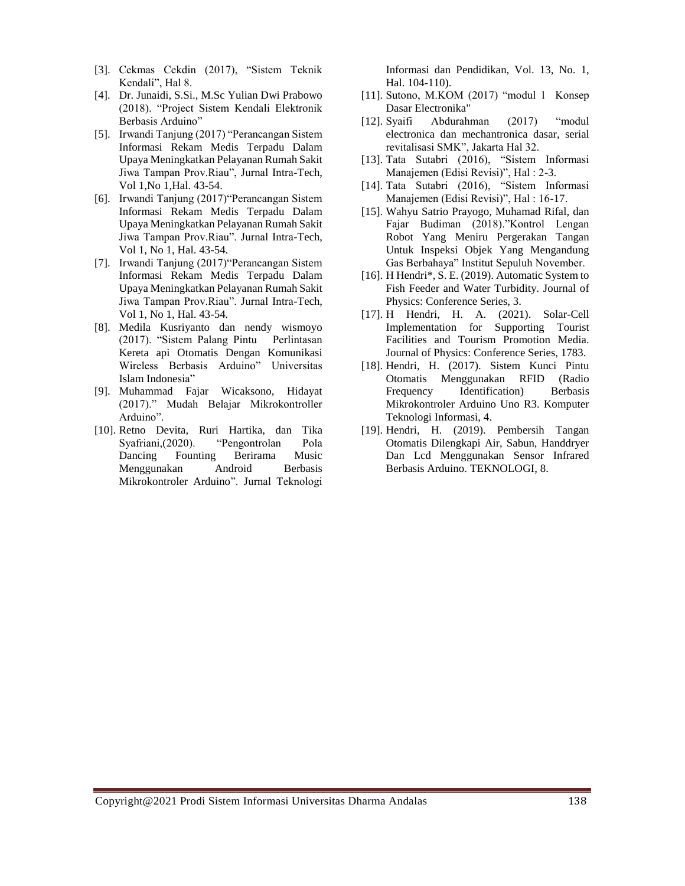[3]. Cekmas Cekdin (2017), "Sistem Teknik Kendali", Hal 8.

[4]. Dr. Junaidi, S.Si., M.Sc Yulian Dwi Prabowo (2018). "Project Sistem Kendali Elektronik Berbasis Arduino"

[5]. Irwandi Tanjung (2017) "Perancangan Sistem Informasi Rekam Medis Terpadu Dalam Upaya Meningkatkan Pelayanan Rumah Sakit Jiwa Tampan Prov.Riau", Jurnal Intra-Tech, Vol 1,No 1,Hal. 43-54.

[6]. Irwandi Tanjung (2017)"Perancangan Sistem Informasi Rekam Medis Terpadu Dalam Upaya Meningkatkan Pelayanan Rumah Sakit Jiwa Tampan Prov.Riau". Jurnal Intra-Tech, Vol 1, No 1, Hal. 43-54.

[7]. Irwandi Tanjung (2017)"Perancangan Sistem Informasi Rekam Medis Terpadu Dalam Upaya Meningkatkan Pelayanan Rumah Sakit Jiwa Tampan Prov.Riau". Jurnal Intra-Tech, Vol 1, No 1, Hal. 43-54.

[8]. Medila Kusriyanto dan nendy wismoyo (2017). "Sistem Palang Pintu Perlintasan Kereta api Otomatis Dengan Komunikasi Wireless Berbasis Arduino" Universitas Islam Indonesia"

[9]. Muhammad Fajar Wicaksono, Hidayat (2017)." Mudah Belajar Mikrokontroller Arduino".

[10]. Retno Devita, Ruri Hartika, dan Tika Syafriani,(2020). "Pengontrolan Pola Dancing Founting Berirama Music Menggunakan Android Berbasis Mikrokontroler Arduino". Jurnal Teknologi Informasi dan Pendidikan, Vol. 13, No. 1, Hal. 104-110).

[11]. Sutono, M.KOM (2017) "modul 1 Konsep Dasar Electronika"

[12]. Syaifi Abdurahman (2017) "modul electronica dan mechantronica dasar, serial revitalisasi SMK", Jakarta Hal 32.

[13]. Tata Sutabri (2016), "Sistem Informasi Manajemen (Edisi Revisi)", Hal : 2-3.

[14]. Tata Sutabri (2016), "Sistem Informasi Manajemen (Edisi Revisi)", Hal : 16-17.

[15]. Wahyu Satrio Prayogo, Muhamad Rifal, dan Fajar Budiman (2018)."Kontrol Lengan Robot Yang Meniru Pergerakan Tangan Untuk Inspeksi Objek Yang Mengandung Gas Berbahaya" Institut Sepuluh November.

[16]. H Hendri*, S. E. (2019). Automatic System to Fish Feeder and Water Turbidity. Journal of Physics: Conference Series, 3.

[17]. H Hendri, H. A. (2021). Solar-Cell Implementation for Supporting Tourist Facilities and Tourism Promotion Media. Journal of Physics: Conference Series, 1783.

[18]. Hendri, H. (2017). Sistem Kunci Pintu Otomatis Menggunakan RFID (Radio Frequency Identification) Berbasis Mikrokontroler Arduino Uno R3. Komputer Teknologi Informasi, 4.

[19]. Hendri, H. (2019). Pembersih Tangan Otomatis Dilengkapi Air, Sabun, Handdryer Dan Lcd Menggunakan Sensor Infrared Berbasis Arduino. TEKNOLOGI, 8.